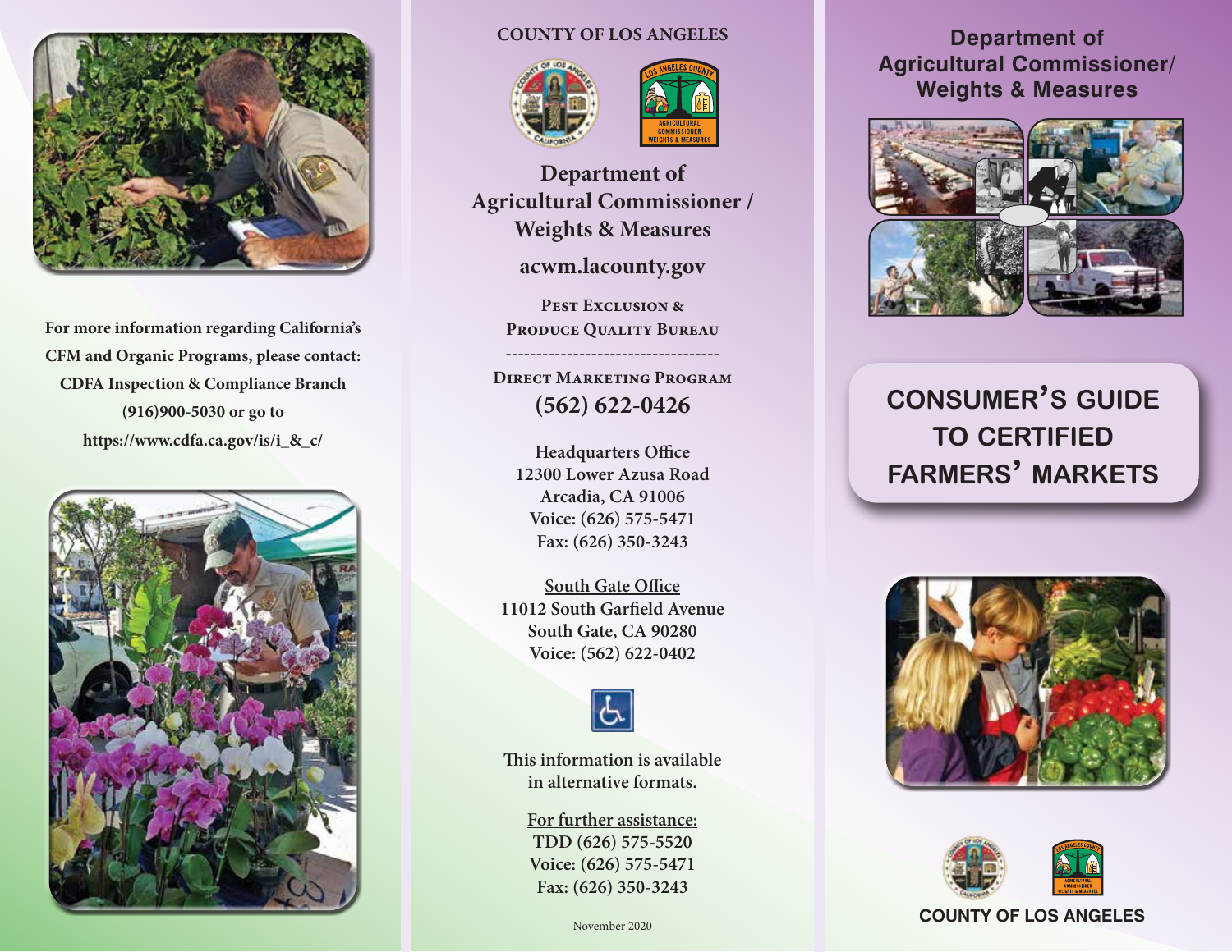For more information regarding California's CFM and Organic Programs, please contact:
CDFA Inspection & Compliance Branch
(916)900-5030 or go to
https://www.cdfa.ca.gov/is/i_&_c/

COUNTY OF LOS ANGELES

# Department of Agricultural Commissioner / Weights & Measures

**acwm.lacounty.gov**

PEST EXCLUSION &
PRODUCE QUALITY BUREAU

-----------------------------------

DIRECT MARKETING PROGRAM

**(562) 622-0426**

Headquarters Office
12300 Lower Azusa Road
Arcadia, CA 91006
Voice: (626) 575-5471
Fax: (626) 350-3243

South Gate Office
11012 South Garfield Avenue
South Gate, CA 90280
Voice: (562) 622-0402

This information is available in alternative formats.

For further assistance:
TDD (626) 575-5520
Voice: (626) 575-5471
Fax: (626) 350-3243

November 2020

# Department of Agricultural Commissioner/ Weights & Measures

# CONSUMER'S GUIDE TO CERTIFIED FARMERS' MARKETS

COUNTY OF LOS ANGELES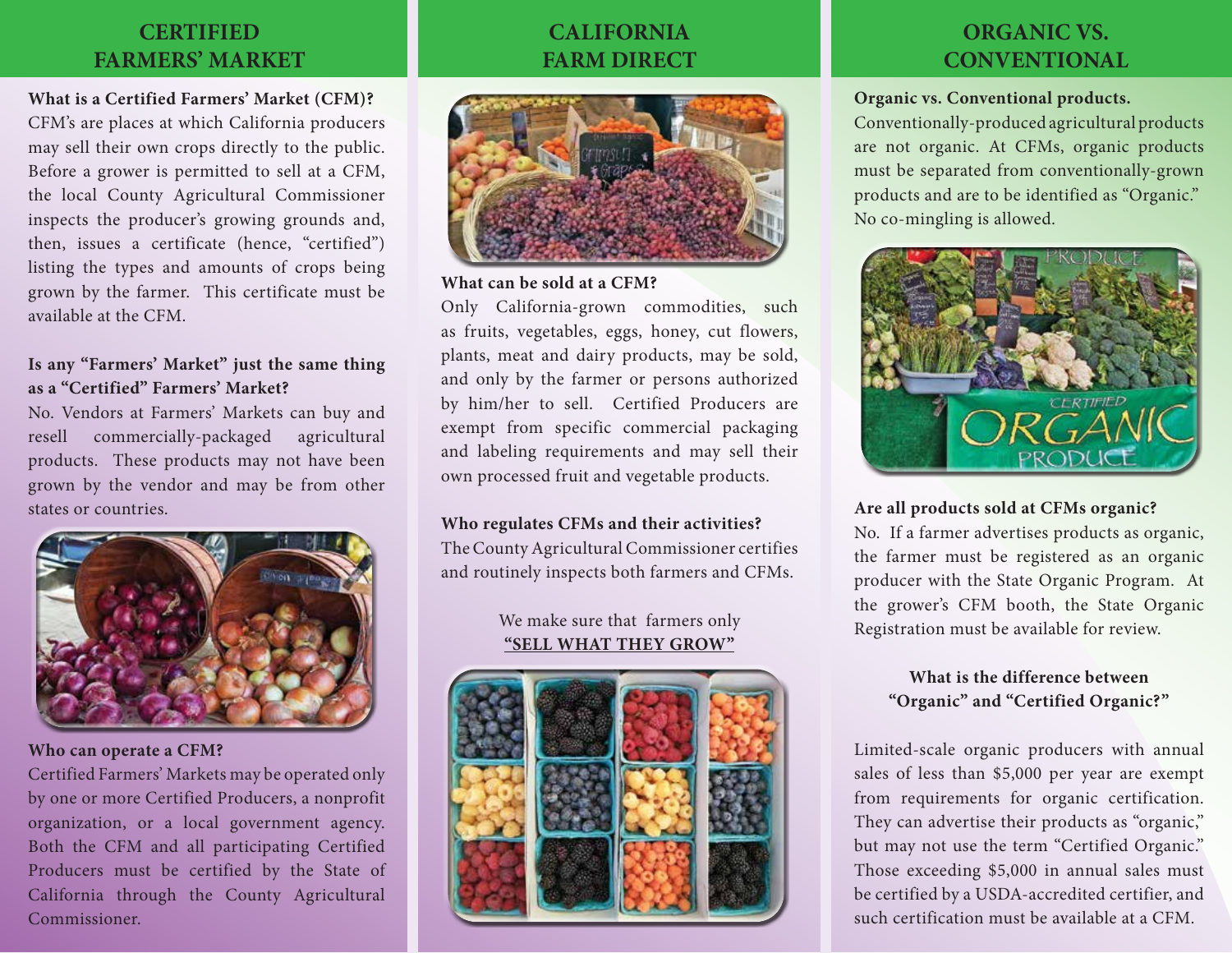## CERTIFIED FARMERS' MARKET

**What is a Certified Farmers' Market (CFM)?**
CFM's are places at which California producers may sell their own crops directly to the public. Before a grower is permitted to sell at a CFM, the local County Agricultural Commissioner inspects the producer's growing grounds and, then, issues a certificate (hence, "certified") listing the types and amounts of crops being grown by the farmer. This certificate must be available at the CFM.

**Is any "Farmers' Market" just the same thing as a "Certified" Farmers' Market?**
No. Vendors at Farmers' Markets can buy and resell commercially-packaged agricultural products. These products may not have been grown by the vendor and may be from other states or countries.

**Who can operate a CFM?**
Certified Farmers' Markets may be operated only by one or more Certified Producers, a nonprofit organization, or a local government agency. Both the CFM and all participating Certified Producers must be certified by the State of California through the County Agricultural Commissioner.

## CALIFORNIA FARM DIRECT

**What can be sold at a CFM?**
Only California-grown commodities, such as fruits, vegetables, eggs, honey, cut flowers, plants, meat and dairy products, may be sold, and only by the farmer or persons authorized by him/her to sell. Certified Producers are exempt from specific commercial packaging and labeling requirements and may sell their own processed fruit and vegetable products.

**Who regulates CFMs and their activities?**
The County Agricultural Commissioner certifies and routinely inspects both farmers and CFMs.

We make sure that farmers only
**"SELL WHAT THEY GROW"**

## ORGANIC VS. CONVENTIONAL

**Organic vs. Conventional products.**
Conventionally-produced agricultural products are not organic. At CFMs, organic products must be separated from conventionally-grown products and are to be identified as "Organic." No co-mingling is allowed.

**Are all products sold at CFMs organic?**
No. If a farmer advertises products as organic, the farmer must be registered as an organic producer with the State Organic Program. At the grower's CFM booth, the State Organic Registration must be available for review.

**What is the difference between "Organic" and "Certified Organic?"**

Limited-scale organic producers with annual sales of less than $5,000 per year are exempt from requirements for organic certification. They can advertise their products as "organic," but may not use the term "Certified Organic." Those exceeding $5,000 in annual sales must be certified by a USDA-accredited certifier, and such certification must be available at a CFM.